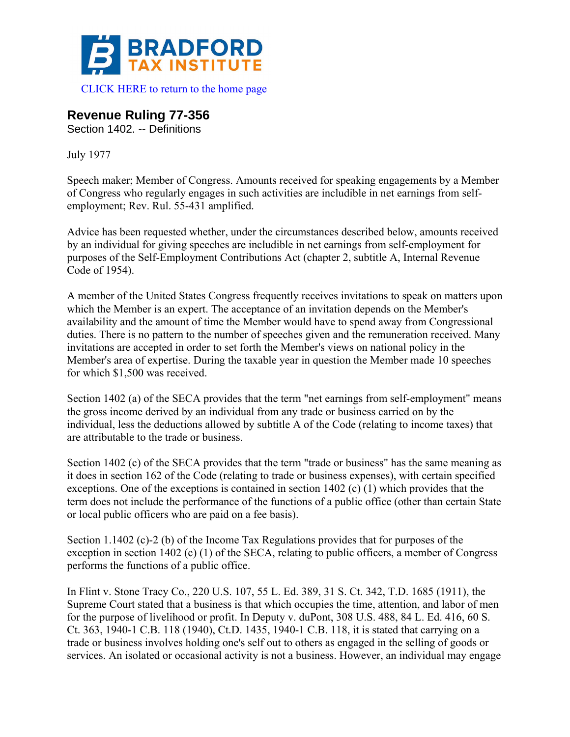BRADFORD TAX INSTITUTE

CLICK HERE to return to the home page

# Revenue Ruling 77-356

Section 1402. -- Definitions

July 1977

Speech maker; Member of Congress. Amounts received for speaking engagements by a Member of Congress who regularly engages in such activities are includible in net earnings from self-employment; Rev. Rul. 55-431 amplified.

Advice has been requested whether, under the circumstances described below, amounts received by an individual for giving speeches are includible in net earnings from self-employment for purposes of the Self-Employment Contributions Act (chapter 2, subtitle A, Internal Revenue Code of 1954).

A member of the United States Congress frequently receives invitations to speak on matters upon which the Member is an expert. The acceptance of an invitation depends on the Member's availability and the amount of time the Member would have to spend away from Congressional duties. There is no pattern to the number of speeches given and the remuneration received. Many invitations are accepted in order to set forth the Member's views on national policy in the Member's area of expertise. During the taxable year in question the Member made 10 speeches for which $1,500 was received.

Section 1402 (a) of the SECA provides that the term "net earnings from self-employment" means the gross income derived by an individual from any trade or business carried on by the individual, less the deductions allowed by subtitle A of the Code (relating to income taxes) that are attributable to the trade or business.

Section 1402 (c) of the SECA provides that the term "trade or business" has the same meaning as it does in section 162 of the Code (relating to trade or business expenses), with certain specified exceptions. One of the exceptions is contained in section 1402 (c) (1) which provides that the term does not include the performance of the functions of a public office (other than certain State or local public officers who are paid on a fee basis).

Section 1.1402 (c)-2 (b) of the Income Tax Regulations provides that for purposes of the exception in section 1402 (c) (1) of the SECA, relating to public officers, a member of Congress performs the functions of a public office.

In Flint v. Stone Tracy Co., 220 U.S. 107, 55 L. Ed. 389, 31 S. Ct. 342, T.D. 1685 (1911), the Supreme Court stated that a business is that which occupies the time, attention, and labor of men for the purpose of livelihood or profit. In Deputy v. duPont, 308 U.S. 488, 84 L. Ed. 416, 60 S. Ct. 363, 1940-1 C.B. 118 (1940), Ct.D. 1435, 1940-1 C.B. 118, it is stated that carrying on a trade or business involves holding one's self out to others as engaged in the selling of goods or services. An isolated or occasional activity is not a business. However, an individual may engage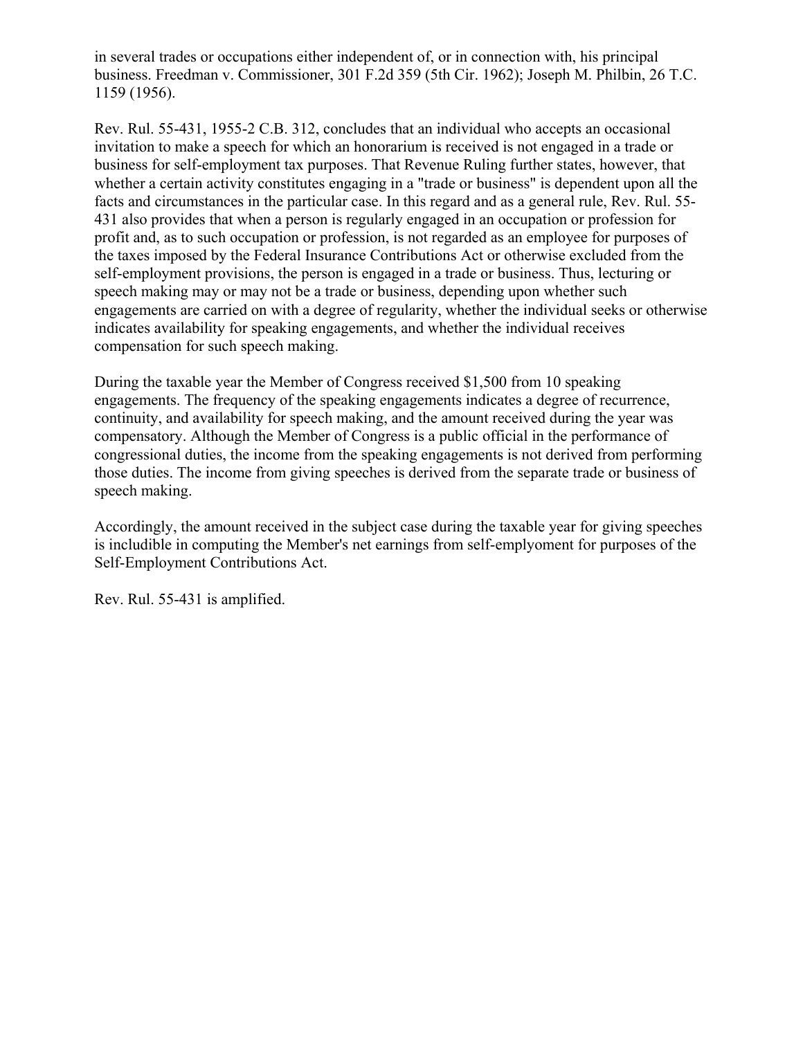in several trades or occupations either independent of, or in connection with, his principal business. Freedman v. Commissioner, 301 F.2d 359 (5th Cir. 1962); Joseph M. Philbin, 26 T.C. 1159 (1956).

Rev. Rul. 55-431, 1955-2 C.B. 312, concludes that an individual who accepts an occasional invitation to make a speech for which an honorarium is received is not engaged in a trade or business for self-employment tax purposes. That Revenue Ruling further states, however, that whether a certain activity constitutes engaging in a "trade or business" is dependent upon all the facts and circumstances in the particular case. In this regard and as a general rule, Rev. Rul. 55-431 also provides that when a person is regularly engaged in an occupation or profession for profit and, as to such occupation or profession, is not regarded as an employee for purposes of the taxes imposed by the Federal Insurance Contributions Act or otherwise excluded from the self-employment provisions, the person is engaged in a trade or business. Thus, lecturing or speech making may or may not be a trade or business, depending upon whether such engagements are carried on with a degree of regularity, whether the individual seeks or otherwise indicates availability for speaking engagements, and whether the individual receives compensation for such speech making.

During the taxable year the Member of Congress received $1,500 from 10 speaking engagements. The frequency of the speaking engagements indicates a degree of recurrence, continuity, and availability for speech making, and the amount received during the year was compensatory. Although the Member of Congress is a public official in the performance of congressional duties, the income from the speaking engagements is not derived from performing those duties. The income from giving speeches is derived from the separate trade or business of speech making.

Accordingly, the amount received in the subject case during the taxable year for giving speeches is includible in computing the Member's net earnings from self-emplyoment for purposes of the Self-Employment Contributions Act.

Rev. Rul. 55-431 is amplified.